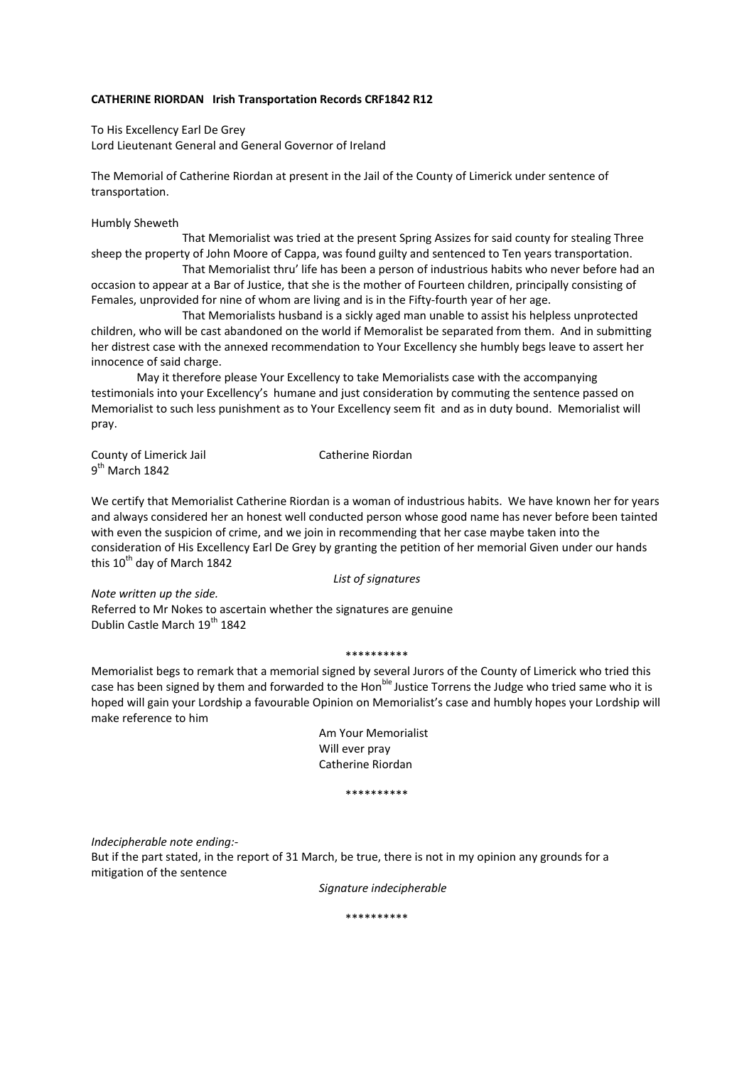**CATHERINE RIORDAN Irish Transportation Records CRF1842 R12**

To His Excellency Earl De Grey
Lord Lieutenant General and General Governor of Ireland

The Memorial of Catherine Riordan at present in the Jail of the County of Limerick under sentence of transportation.

Humbly Sheweth

That Memorialist was tried at the present Spring Assizes for said county for stealing Three sheep the property of John Moore of Cappa, was found guilty and sentenced to Ten years transportation.

That Memorialist thru' life has been a person of industrious habits who never before had an occasion to appear at a Bar of Justice, that she is the mother of Fourteen children, principally consisting of Females, unprovided for nine of whom are living and is in the Fifty-fourth year of her age.

That Memorialists husband is a sickly aged man unable to assist his helpless unprotected children, who will be cast abandoned on the world if Memorialist be separated from them. And in submitting her distress case with the annexed recommendation to Your Excellency she humbly begs leave to assert her innocence of said charge.

May it therefore please Your Excellency to take Memorialists case with the accompanying testimonials into your Excellency's humane and just consideration by commuting the sentence passed on Memorialist to such less punishment as to Your Excellency seem fit and as in duty bound. Memorialist will pray.

County of Limerick Jail Catherine Riordan
9th March 1842

We certify that Memorialist Catherine Riordan is a woman of industrious habits. We have known her for years and always considered her an honest well conducted person whose good name has never before been tainted with even the suspicion of crime, and we join in recommending that her case maybe taken into the consideration of His Excellency Earl De Grey by granting the petition of her memorial Given under our hands this 10th day of March 1842

*List of signatures*

*Note written up the side.*
Referred to Mr Nokes to ascertain whether the signatures are genuine
Dublin Castle March 19th 1842

\*\*\*\*\*\*\*\*\*\*

Memorialist begs to remark that a memorial signed by several Jurors of the County of Limerick who tried this case has been signed by them and forwarded to the Hon^ble^ Justice Torrens the Judge who tried same who it is hoped will gain your Lordship a favourable Opinion on Memorialist's case and humbly hopes your Lordship will make reference to him

Am Your Memorialist
Will ever pray
Catherine Riordan

\*\*\*\*\*\*\*\*\*\*

*Indecipherable note ending:-*
But if the part stated, in the report of 31 March, be true, there is not in my opinion any grounds for a mitigation of the sentence

*Signature indecipherable*

\*\*\*\*\*\*\*\*\*\*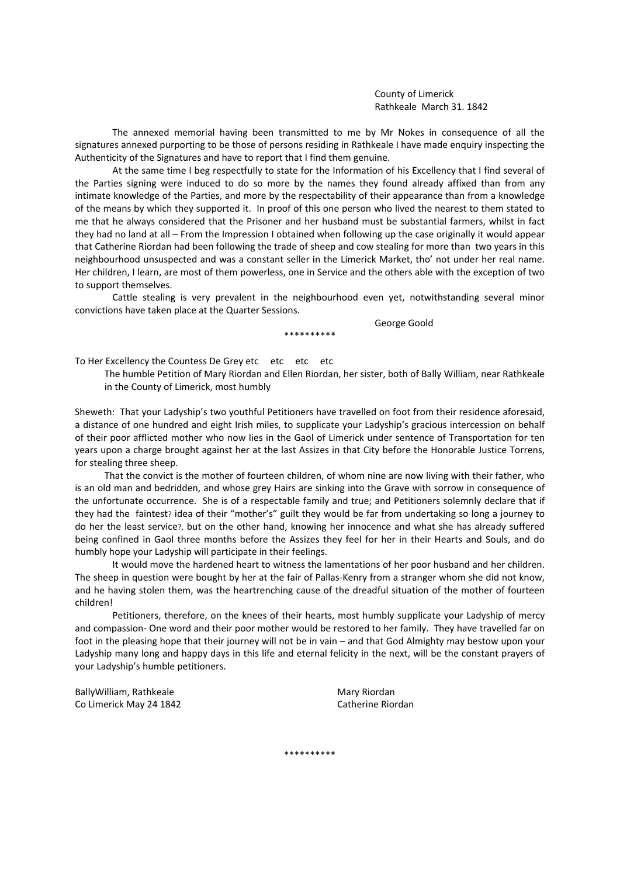County of Limerick
Rathkeale March 31. 1842

The annexed memorial having been transmitted to me by Mr Nokes in consequence of all the signatures annexed purporting to be those of persons residing in Rathkeale I have made enquiry inspecting the Authenticity of the Signatures and have to report that I find them genuine.

At the same time I beg respectfully to state for the Information of his Excellency that I find several of the Parties signing were induced to do so more by the names they found already affixed than from any intimate knowledge of the Parties, and more by the respectability of their appearance than from a knowledge of the means by which they supported it. In proof of this one person who lived the nearest to them stated to me that he always considered that the Prisoner and her husband must be substantial farmers, whilst in fact they had no land at all – From the Impression I obtained when following up the case originally it would appear that Catherine Riordan had been following the trade of sheep and cow stealing for more than two years in this neighbourhood unsuspected and was a constant seller in the Limerick Market, tho' not under her real name. Her children, I learn, are most of them powerless, one in Service and the others able with the exception of two to support themselves.

Cattle stealing is very prevalent in the neighbourhood even yet, notwithstanding several minor convictions have taken place at the Quarter Sessions.

George Goold

**********

To Her Excellency the Countess De Grey etc etc etc etc

The humble Petition of Mary Riordan and Ellen Riordan, her sister, both of Bally William, near Rathkeale in the County of Limerick, most humbly

Sheweth: That your Ladyship's two youthful Petitioners have travelled on foot from their residence aforesaid, a distance of one hundred and eight Irish miles, to supplicate your Ladyship's gracious intercession on behalf of their poor afflicted mother who now lies in the Gaol of Limerick under sentence of Transportation for ten years upon a charge brought against her at the last Assizes in that City before the Honorable Justice Torrens, for stealing three sheep.

That the convict is the mother of fourteen children, of whom nine are now living with their father, who is an old man and bedridden, and whose grey Hairs are sinking into the Grave with sorrow in consequence of the unfortunate occurrence. She is of a respectable family and true; and Petitioners solemnly declare that if they had the faintest? idea of their "mother's" guilt they would be far from undertaking so long a journey to do her the least service?, but on the other hand, knowing her innocence and what she has already suffered being confined in Gaol three months before the Assizes they feel for her in their Hearts and Souls, and do humbly hope your Ladyship will participate in their feelings.

It would move the hardened heart to witness the lamentations of her poor husband and her children. The sheep in question were bought by her at the fair of Pallas-Kenry from a stranger whom she did not know, and he having stolen them, was the heartrenching cause of the dreadful situation of the mother of fourteen children!

Petitioners, therefore, on the knees of their hearts, most humbly supplicate your Ladyship of mercy and compassion- One word and their poor mother would be restored to her family. They have travelled far on foot in the pleasing hope that their journey will not be in vain – and that God Almighty may bestow upon your Ladyship many long and happy days in this life and eternal felicity in the next, will be the constant prayers of your Ladyship's humble petitioners.

BallyWilliam, Rathkeale
Co Limerick May 24 1842

Mary Riordan
Catherine Riordan

**********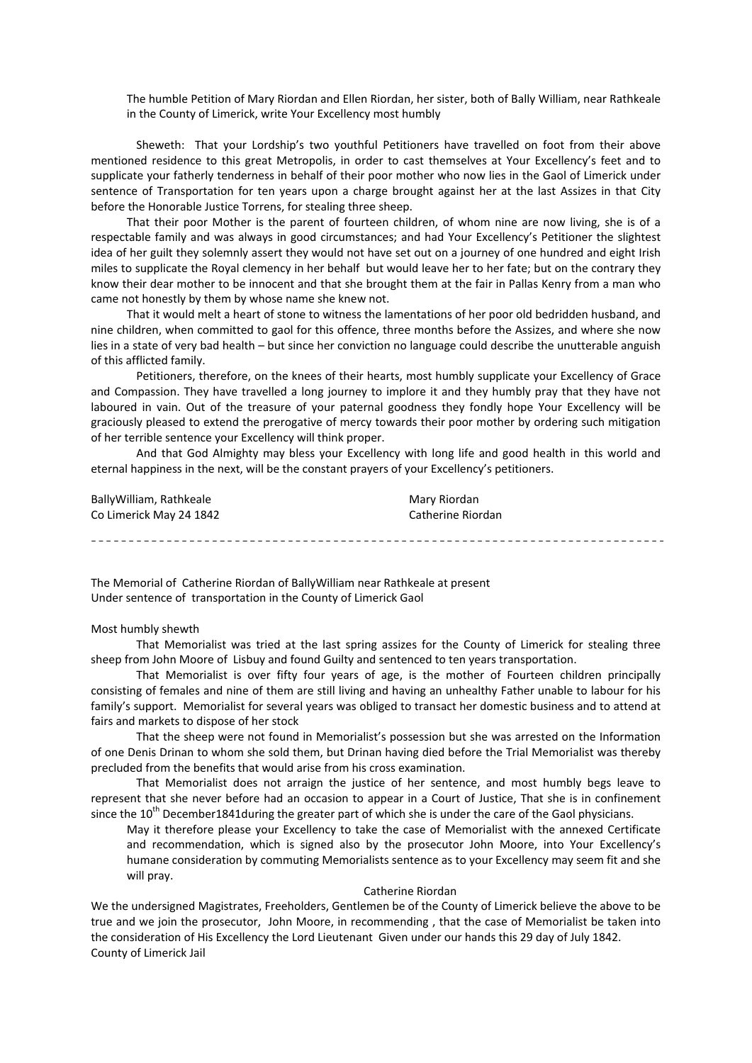The humble Petition of Mary Riordan and Ellen Riordan, her sister, both of Bally William, near Rathkeale in the County of Limerick, write Your Excellency most humbly

Sheweth: That your Lordship's two youthful Petitioners have travelled on foot from their above mentioned residence to this great Metropolis, in order to cast themselves at Your Excellency's feet and to supplicate your fatherly tenderness in behalf of their poor mother who now lies in the Gaol of Limerick under sentence of Transportation for ten years upon a charge brought against her at the last Assizes in that City before the Honorable Justice Torrens, for stealing three sheep.

That their poor Mother is the parent of fourteen children, of whom nine are now living, she is of a respectable family and was always in good circumstances; and had Your Excellency's Petitioner the slightest idea of her guilt they solemnly assert they would not have set out on a journey of one hundred and eight Irish miles to supplicate the Royal clemency in her behalf but would leave her to her fate; but on the contrary they know their dear mother to be innocent and that she brought them at the fair in Pallas Kenry from a man who came not honestly by them by whose name she knew not.

That it would melt a heart of stone to witness the lamentations of her poor old bedridden husband, and nine children, when committed to gaol for this offence, three months before the Assizes, and where she now lies in a state of very bad health – but since her conviction no language could describe the unutterable anguish of this afflicted family.

Petitioners, therefore, on the knees of their hearts, most humbly supplicate your Excellency of Grace and Compassion. They have travelled a long journey to implore it and they humbly pray that they have not laboured in vain. Out of the treasure of your paternal goodness they fondly hope Your Excellency will be graciously pleased to extend the prerogative of mercy towards their poor mother by ordering such mitigation of her terrible sentence your Excellency will think proper.

And that God Almighty may bless your Excellency with long life and good health in this world and eternal happiness in the next, will be the constant prayers of your Excellency's petitioners.

BallyWilliam, Rathkeale
Co Limerick May 24 1842

Mary Riordan
Catherine Riordan

---

The Memorial of Catherine Riordan of BallyWilliam near Rathkeale at present Under sentence of transportation in the County of Limerick Gaol

Most humbly shewth

That Memorialist was tried at the last spring assizes for the County of Limerick for stealing three sheep from John Moore of Lisbuy and found Guilty and sentenced to ten years transportation.

That Memorialist is over fifty four years of age, is the mother of Fourteen children principally consisting of females and nine of them are still living and having an unhealthy Father unable to labour for his family's support. Memorialist for several years was obliged to transact her domestic business and to attend at fairs and markets to dispose of her stock

That the sheep were not found in Memorialist's possession but she was arrested on the Information of one Denis Drinan to whom she sold them, but Drinan having died before the Trial Memorialist was thereby precluded from the benefits that would arise from his cross examination.

That Memorialist does not arraign the justice of her sentence, and most humbly begs leave to represent that she never before had an occasion to appear in a Court of Justice, That she is in confinement since the 10th December1841during the greater part of which she is under the care of the Gaol physicians.

May it therefore please your Excellency to take the case of Memorialist with the annexed Certificate and recommendation, which is signed also by the prosecutor John Moore, into Your Excellency's humane consideration by commuting Memorialists sentence as to your Excellency may seem fit and she will pray.

Catherine Riordan

We the undersigned Magistrates, Freeholders, Gentlemen be of the County of Limerick believe the above to be true and we join the prosecutor, John Moore, in recommending , that the case of Memorialist be taken into the consideration of His Excellency the Lord Lieutenant Given under our hands this 29 day of July 1842.
County of Limerick Jail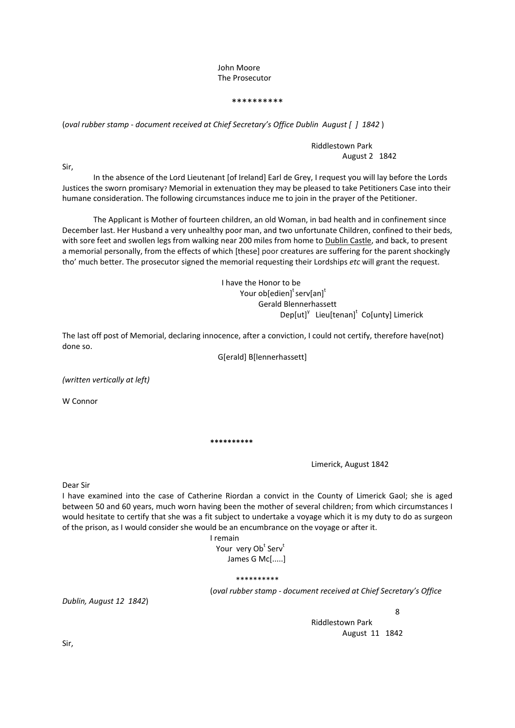John Moore
The Prosecutor

**********

(*oval rubber stamp - document received at Chief Secretary's Office Dublin August [ ] 1842* )

Riddlestown Park
August 2 1842

Sir,

In the absence of the Lord Lieutenant [of Ireland] Earl de Grey, I request you will lay before the Lords Justices the sworn promisary? Memorial in extenuation they may be pleased to take Petitioners Case into their humane consideration. The following circumstances induce me to join in the prayer of the Petitioner.

The Applicant is Mother of fourteen children, an old Woman, in bad health and in confinement since December last. Her Husband a very unhealthy poor man, and two unfortunate Children, confined to their beds, with sore feet and swollen legs from walking near 200 miles from home to Dublin Castle, and back, to present a memorial personally, from the effects of which [these] poor creatures are suffering for the parent shockingly tho' much better. The prosecutor signed the memorial requesting their Lordships *etc* will grant the request.

I have the Honor to be
Your ob[edien]t serv[an]t
Gerald Blennerhassett
Dep[ut]y Lieu[tenan]t Co[unty] Limerick

The last off post of Memorial, declaring innocence, after a conviction, I could not certify, therefore have(not) done so.

G[erald] B[lennerhassett]

*(written vertically at left)*

W Connor

**********

Limerick, August 1842

Dear Sir

I have examined into the case of Catherine Riordan a convict in the County of Limerick Gaol; she is aged between 50 and 60 years, much worn having been the mother of several children; from which circumstances I would hesitate to certify that she was a fit subject to undertake a voyage which it is my duty to do as surgeon of the prison, as I would consider she would be an encumbrance on the voyage or after it.

I remain
Your very Obt Servt
James G Mc[.....]

**********

(*oval rubber stamp - document received at Chief Secretary's Office Dublin, August 12 1842*)

8

Riddlestown Park
August 11 1842

Sir,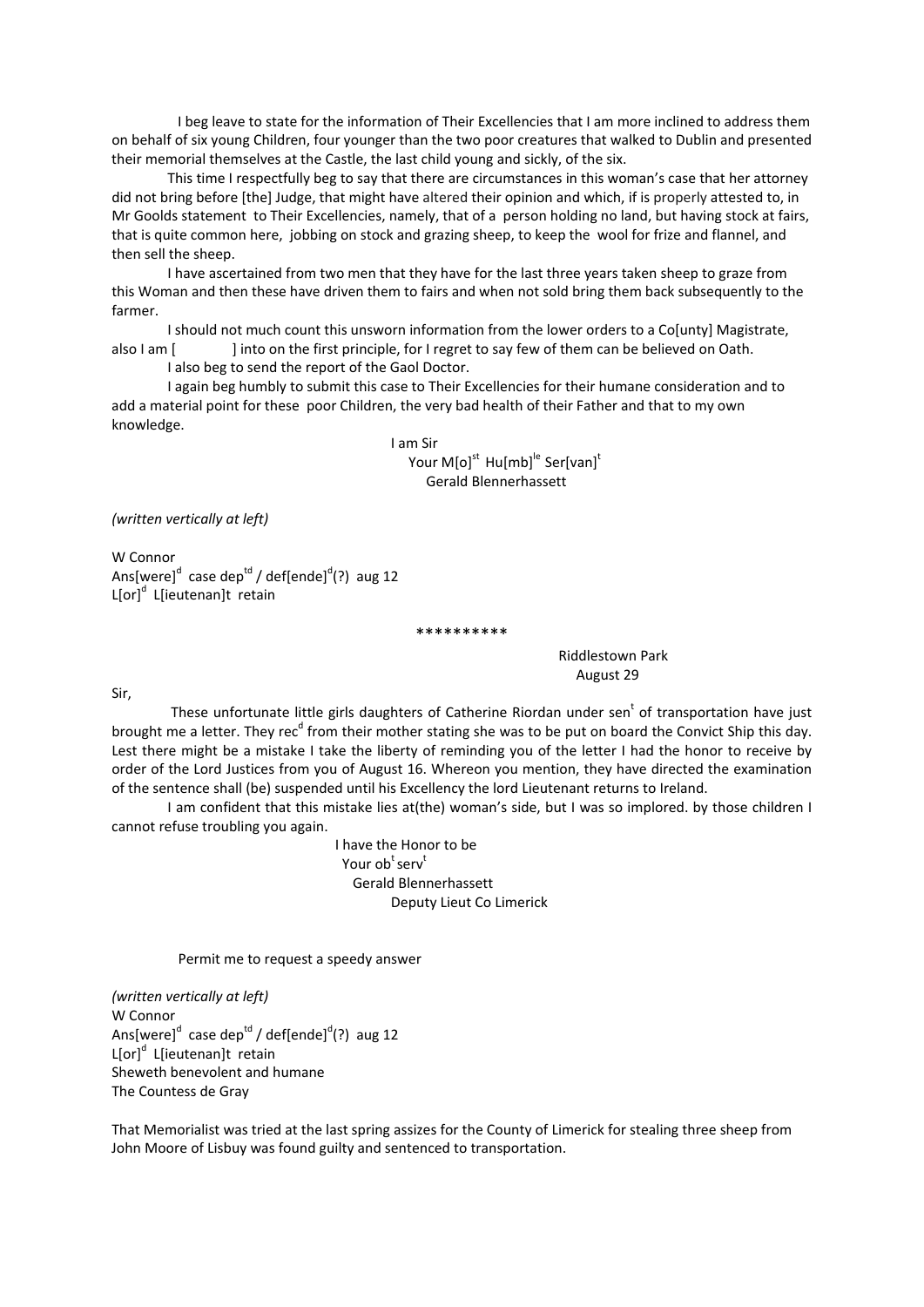I beg leave to state for the information of Their Excellencies that I am more inclined to address them on behalf of six young Children, four younger than the two poor creatures that walked to Dublin and presented their memorial themselves at the Castle, the last child young and sickly, of the six.

This time I respectfully beg to say that there are circumstances in this woman's case that her attorney did not bring before [the] Judge, that might have altered their opinion and which, if is properly attested to, in Mr Goolds statement to Their Excellencies, namely, that of a person holding no land, but having stock at fairs, that is quite common here, jobbing on stock and grazing sheep, to keep the wool for frize and flannel, and then sell the sheep.

I have ascertained from two men that they have for the last three years taken sheep to graze from this Woman and then these have driven them to fairs and when not sold bring them back subsequently to the farmer.

I should not much count this unsworn information from the lower orders to a Co[unty] Magistrate, also I am [ ] into on the first principle, for I regret to say few of them can be believed on Oath.

I also beg to send the report of the Gaol Doctor.

I again beg humbly to submit this case to Their Excellencies for their humane consideration and to add a material point for these poor Children, the very bad health of their Father and that to my own knowledge.

I am Sir
Your M[o]st Hu[mb]le Ser[van]t
Gerald Blennerhassett

*(written vertically at left)*

W Connor
Ans[were]d case deptd / def[ende]d(?) aug 12
L[or]d L[ieutenan]t retain

\*\*\*\*\*\*\*\*\*\*

Riddlestown Park
August 29

Sir,

These unfortunate little girls daughters of Catherine Riordan under sent of transportation have just brought me a letter. They recd from their mother stating she was to be put on board the Convict Ship this day. Lest there might be a mistake I take the liberty of reminding you of the letter I had the honor to receive by order of the Lord Justices from you of August 16. Whereon you mention, they have directed the examination of the sentence shall (be) suspended until his Excellency the lord Lieutenant returns to Ireland.

I am confident that this mistake lies at(the) woman's side, but I was so implored. by those children I cannot refuse troubling you again.

I have the Honor to be
Your obt servt
Gerald Blennerhassett
Deputy Lieut Co Limerick

Permit me to request a speedy answer

*(written vertically at left)*
W Connor
Ans[were]d case deptd / def[ende]d(?) aug 12
L[or]d L[ieutenan]t retain
Sheweth benevolent and humane
The Countess de Gray

That Memorialist was tried at the last spring assizes for the County of Limerick for stealing three sheep from John Moore of Lisbuy was found guilty and sentenced to transportation.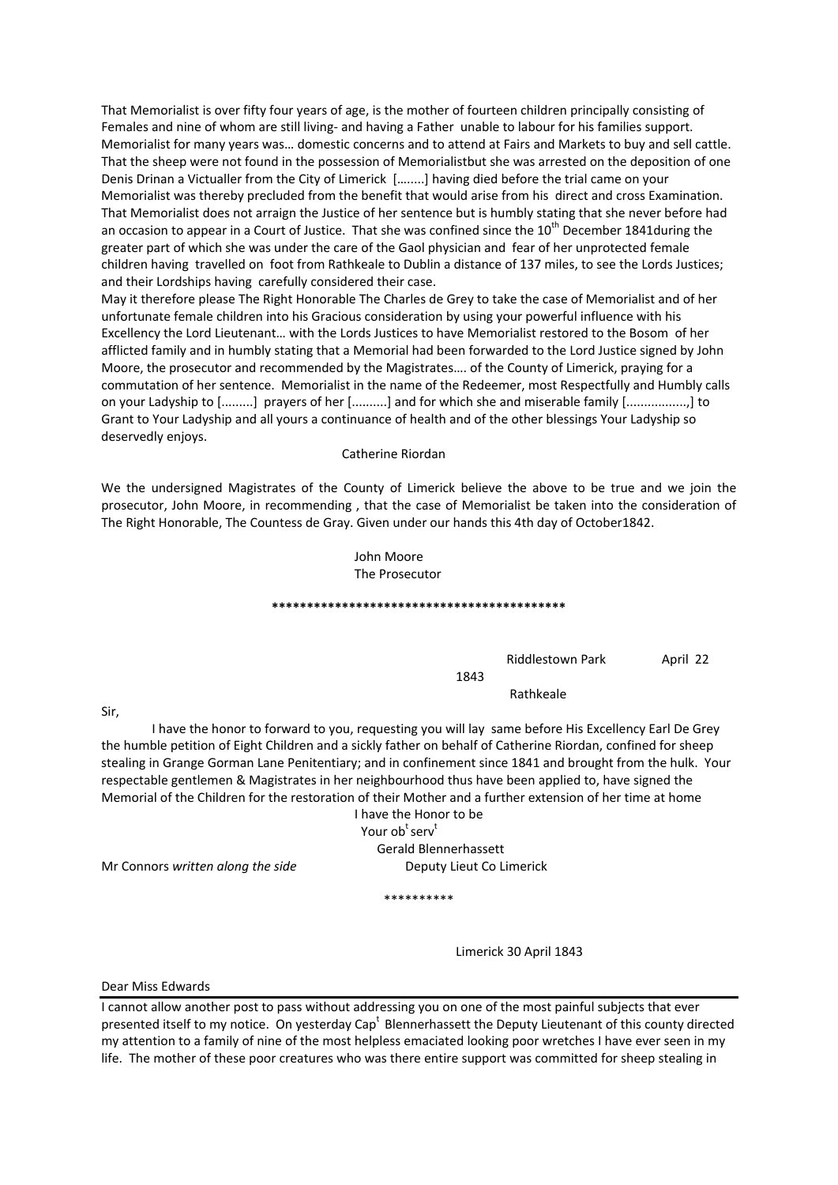That Memorialist is over fifty four years of age, is the mother of fourteen children principally consisting of Females and nine of whom are still living- and having a Father unable to labour for his families support. Memorialist for many years was… domestic concerns and to attend at Fairs and Markets to buy and sell cattle. That the sheep were not found in the possession of Memorialistbut she was arrested on the deposition of one Denis Drinan a Victualler from the City of Limerick [……..] having died before the trial came on your Memorialist was thereby precluded from the benefit that would arise from his direct and cross Examination. That Memorialist does not arraign the Justice of her sentence but is humbly stating that she never before had an occasion to appear in a Court of Justice. That she was confined since the 10th December 1841during the greater part of which she was under the care of the Gaol physician and fear of her unprotected female children having travelled on foot from Rathkeale to Dublin a distance of 137 miles, to see the Lords Justices; and their Lordships having carefully considered their case.

May it therefore please The Right Honorable The Charles de Grey to take the case of Memorialist and of her unfortunate female children into his Gracious consideration by using your powerful influence with his Excellency the Lord Lieutenant… with the Lords Justices to have Memorialist restored to the Bosom of her afflicted family and in humbly stating that a Memorial had been forwarded to the Lord Justice signed by John Moore, the prosecutor and recommended by the Magistrates…. of the County of Limerick, praying for a commutation of her sentence. Memorialist in the name of the Redeemer, most Respectfully and Humbly calls on your Ladyship to [.........] prayers of her [..........] and for which she and miserable family [.................,] to Grant to Your Ladyship and all yours a continuance of health and of the other blessings Your Ladyship so deservedly enjoys.

Catherine Riordan

We the undersigned Magistrates of the County of Limerick believe the above to be true and we join the prosecutor, John Moore, in recommending , that the case of Memorialist be taken into the consideration of The Right Honorable, The Countess de Gray. Given under our hands this 4th day of October1842.

John Moore
The Prosecutor

******************************************

Riddlestown Park April 22
1843
Rathkeale

Sir,

I have the honor to forward to you, requesting you will lay same before His Excellency Earl De Grey the humble petition of Eight Children and a sickly father on behalf of Catherine Riordan, confined for sheep stealing in Grange Gorman Lane Penitentiary; and in confinement since 1841 and brought from the hulk. Your respectable gentlemen & Magistrates in her neighbourhood thus have been applied to, have signed the Memorial of the Children for the restoration of their Mother and a further extension of her time at home

I have the Honor to be
Your obt servt
Gerald Blennerhassett
Deputy Lieut Co Limerick

Mr Connors *written along the side*

**********

Limerick 30 April 1843

Dear Miss Edwards

I cannot allow another post to pass without addressing you on one of the most painful subjects that ever presented itself to my notice. On yesterday Capt Blennerhassett the Deputy Lieutenant of this county directed my attention to a family of nine of the most helpless emaciated looking poor wretches I have ever seen in my life. The mother of these poor creatures who was there entire support was committed for sheep stealing in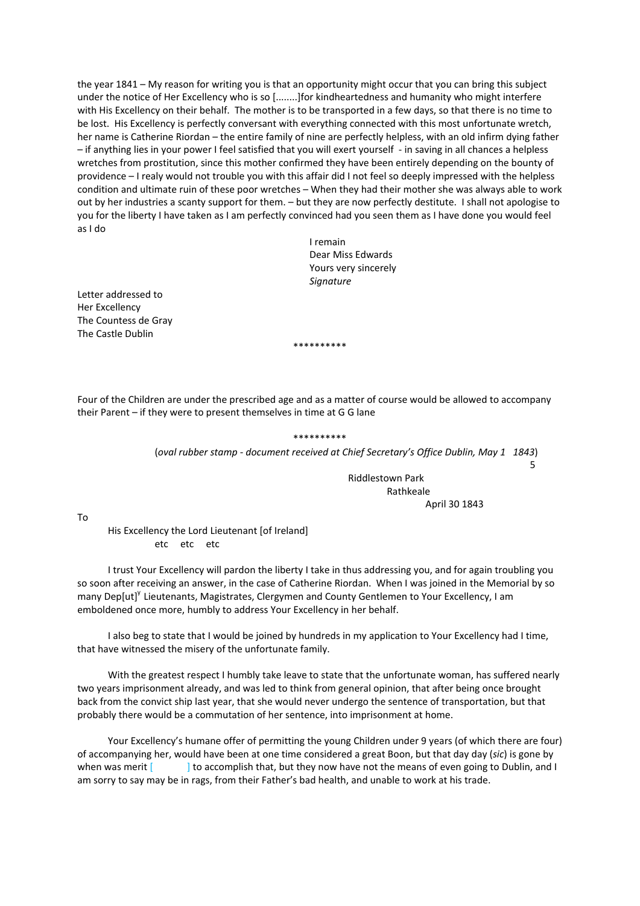the year 1841 – My reason for writing you is that an opportunity might occur that you can bring this subject under the notice of Her Excellency who is so [........]for kindheartedness and humanity who might interfere with His Excellency on their behalf. The mother is to be transported in a few days, so that there is no time to be lost. His Excellency is perfectly conversant with everything connected with this most unfortunate wretch, her name is Catherine Riordan – the entire family of nine are perfectly helpless, with an old infirm dying father – if anything lies in your power I feel satisfied that you will exert yourself - in saving in all chances a helpless wretches from prostitution, since this mother confirmed they have been entirely depending on the bounty of providence – I realy would not trouble you with this affair did I not feel so deeply impressed with the helpless condition and ultimate ruin of these poor wretches – When they had their mother she was always able to work out by her industries a scanty support for them. – but they are now perfectly destitute. I shall not apologise to you for the liberty I have taken as I am perfectly convinced had you seen them as I have done you would feel as I do

I remain
Dear Miss Edwards
Yours very sincerely
*Signature*

Letter addressed to
Her Excellency
The Countess de Gray
The Castle Dublin

**********

Four of the Children are under the prescribed age and as a matter of course would be allowed to accompany their Parent – if they were to present themselves in time at G G lane

**********

(*oval rubber stamp - document received at Chief Secretary's Office Dublin, May 1 1843*)
5

Riddlestown Park
Rathkeale
April 30 1843

To

His Excellency the Lord Lieutenant [of Ireland]
etc etc etc

I trust Your Excellency will pardon the liberty I take in thus addressing you, and for again troubling you so soon after receiving an answer, in the case of Catherine Riordan. When I was joined in the Memorial by so many Dep[ut][y] Lieutenants, Magistrates, Clergymen and County Gentlemen to Your Excellency, I am emboldened once more, humbly to address Your Excellency in her behalf.

I also beg to state that I would be joined by hundreds in my application to Your Excellency had I time, that have witnessed the misery of the unfortunate family.

With the greatest respect I humbly take leave to state that the unfortunate woman, has suffered nearly two years imprisonment already, and was led to think from general opinion, that after being once brought back from the convict ship last year, that she would never undergo the sentence of transportation, but that probably there would be a commutation of her sentence, into imprisonment at home.

Your Excellency's humane offer of permitting the young Children under 9 years (of which there are four) of accompanying her, would have been at one time considered a great Boon, but that day day (*sic*) is gone by when was merit [ ] to accomplish that, but they now have not the means of even going to Dublin, and I am sorry to say may be in rags, from their Father's bad health, and unable to work at his trade.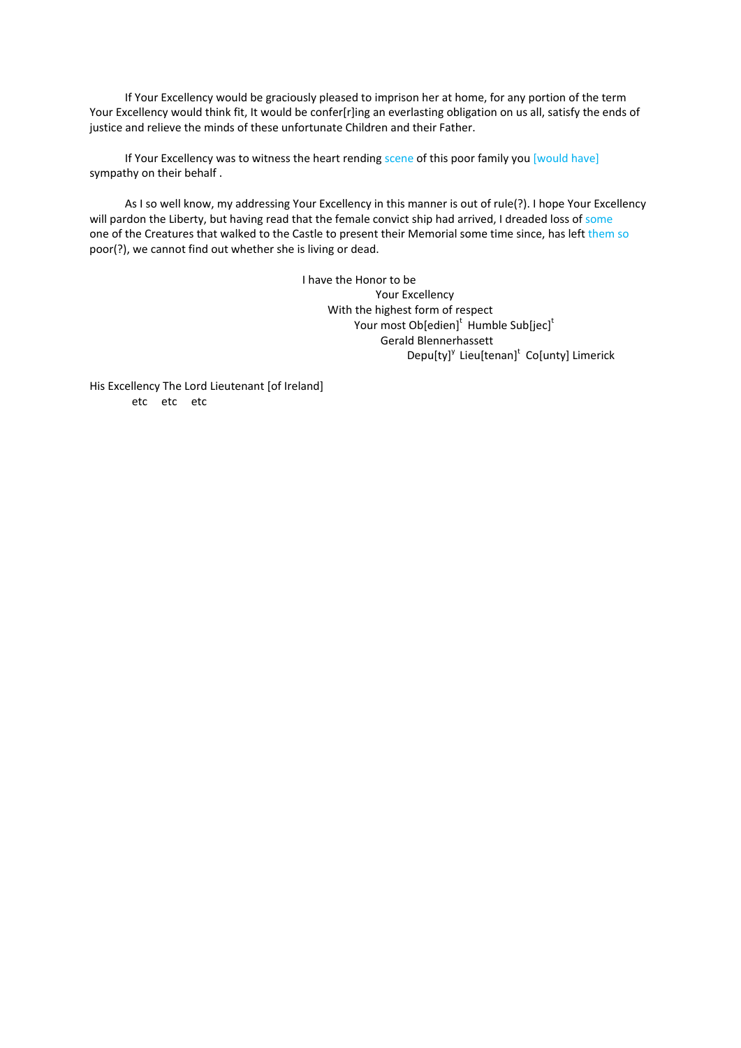If Your Excellency would be graciously pleased to imprison her at home, for any portion of the term Your Excellency would think fit, It would be confer[r]ing an everlasting obligation on us all, satisfy the ends of justice and relieve the minds of these unfortunate Children and their Father.

If Your Excellency was to witness the heart rending scene of this poor family you [would have] sympathy on their behalf .

As I so well know, my addressing Your Excellency in this manner is out of rule(?). I hope Your Excellency will pardon the Liberty, but having read that the female convict ship had arrived, I dreaded loss of some one of the Creatures that walked to the Castle to present their Memorial some time since, has left them so poor(?), we cannot find out whether she is living or dead.

I have the Honor to be
Your Excellency
With the highest form of respect
Your most Ob[edien]t Humble Sub[jec]t
Gerald Blennerhassett
Depu[ty]y Lieu[tenan]t Co[unty] Limerick

His Excellency The Lord Lieutenant [of Ireland]
etc etc etc